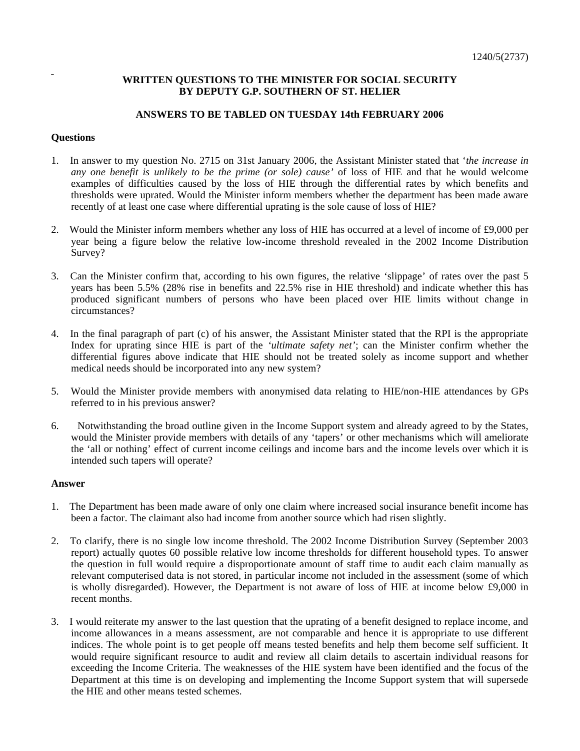1240/5(2737)

**WRITTEN QUESTIONS TO THE MINISTER FOR SOCIAL SECURITY BY DEPUTY G.P. SOUTHERN OF ST. HELIER**

**ANSWERS TO BE TABLED ON TUESDAY 14th FEBRUARY 2006**

**Questions**

1. In answer to my question No. 2715 on 31st January 2006, the Assistant Minister stated that '*the increase in any one benefit is unlikely to be the prime (or sole) cause*' of loss of HIE and that he would welcome examples of difficulties caused by the loss of HIE through the differential rates by which benefits and thresholds were uprated. Would the Minister inform members whether the department has been made aware recently of at least one case where differential uprating is the sole cause of loss of HIE?

2. Would the Minister inform members whether any loss of HIE has occurred at a level of income of £9,000 per year being a figure below the relative low-income threshold revealed in the 2002 Income Distribution Survey?

3. Can the Minister confirm that, according to his own figures, the relative 'slippage' of rates over the past 5 years has been 5.5% (28% rise in benefits and 22.5% rise in HIE threshold) and indicate whether this has produced significant numbers of persons who have been placed over HIE limits without change in circumstances?

4. In the final paragraph of part (c) of his answer, the Assistant Minister stated that the RPI is the appropriate Index for uprating since HIE is part of the *'ultimate safety net'*; can the Minister confirm whether the differential figures above indicate that HIE should not be treated solely as income support and whether medical needs should be incorporated into any new system?

5. Would the Minister provide members with anonymised data relating to HIE/non-HIE attendances by GPs referred to in his previous answer?

6. Notwithstanding the broad outline given in the Income Support system and already agreed to by the States, would the Minister provide members with details of any 'tapers' or other mechanisms which will ameliorate the 'all or nothing' effect of current income ceilings and income bars and the income levels over which it is intended such tapers will operate?

**Answer**

1. The Department has been made aware of only one claim where increased social insurance benefit income has been a factor. The claimant also had income from another source which had risen slightly.

2. To clarify, there is no single low income threshold. The 2002 Income Distribution Survey (September 2003 report) actually quotes 60 possible relative low income thresholds for different household types. To answer the question in full would require a disproportionate amount of staff time to audit each claim manually as relevant computerised data is not stored, in particular income not included in the assessment (some of which is wholly disregarded). However, the Department is not aware of loss of HIE at income below £9,000 in recent months.

3. I would reiterate my answer to the last question that the uprating of a benefit designed to replace income, and income allowances in a means assessment, are not comparable and hence it is appropriate to use different indices. The whole point is to get people off means tested benefits and help them become self sufficient. It would require significant resource to audit and review all claim details to ascertain individual reasons for exceeding the Income Criteria. The weaknesses of the HIE system have been identified and the focus of the Department at this time is on developing and implementing the Income Support system that will supersede the HIE and other means tested schemes.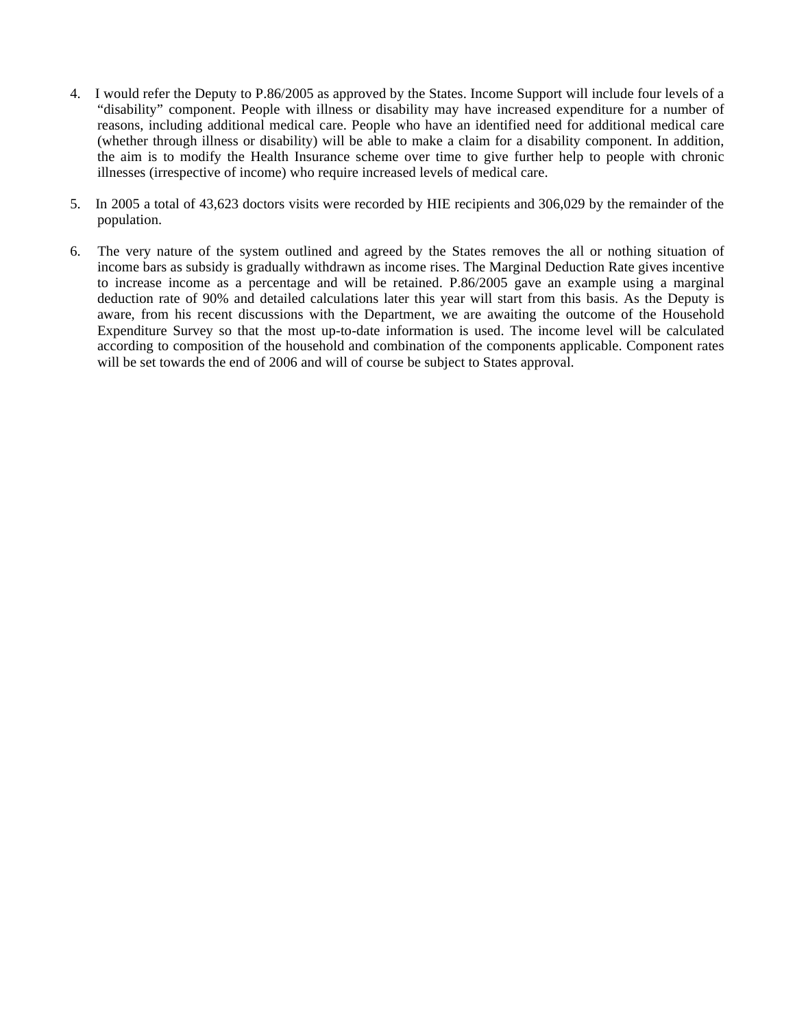4. I would refer the Deputy to P.86/2005 as approved by the States. Income Support will include four levels of a “disability” component. People with illness or disability may have increased expenditure for a number of reasons, including additional medical care. People who have an identified need for additional medical care (whether through illness or disability) will be able to make a claim for a disability component. In addition, the aim is to modify the Health Insurance scheme over time to give further help to people with chronic illnesses (irrespective of income) who require increased levels of medical care.

5. In 2005 a total of 43,623 doctors visits were recorded by HIE recipients and 306,029 by the remainder of the population.

6. The very nature of the system outlined and agreed by the States removes the all or nothing situation of income bars as subsidy is gradually withdrawn as income rises. The Marginal Deduction Rate gives incentive to increase income as a percentage and will be retained. P.86/2005 gave an example using a marginal deduction rate of 90% and detailed calculations later this year will start from this basis. As the Deputy is aware, from his recent discussions with the Department, we are awaiting the outcome of the Household Expenditure Survey so that the most up-to-date information is used. The income level will be calculated according to composition of the household and combination of the components applicable. Component rates will be set towards the end of 2006 and will of course be subject to States approval.